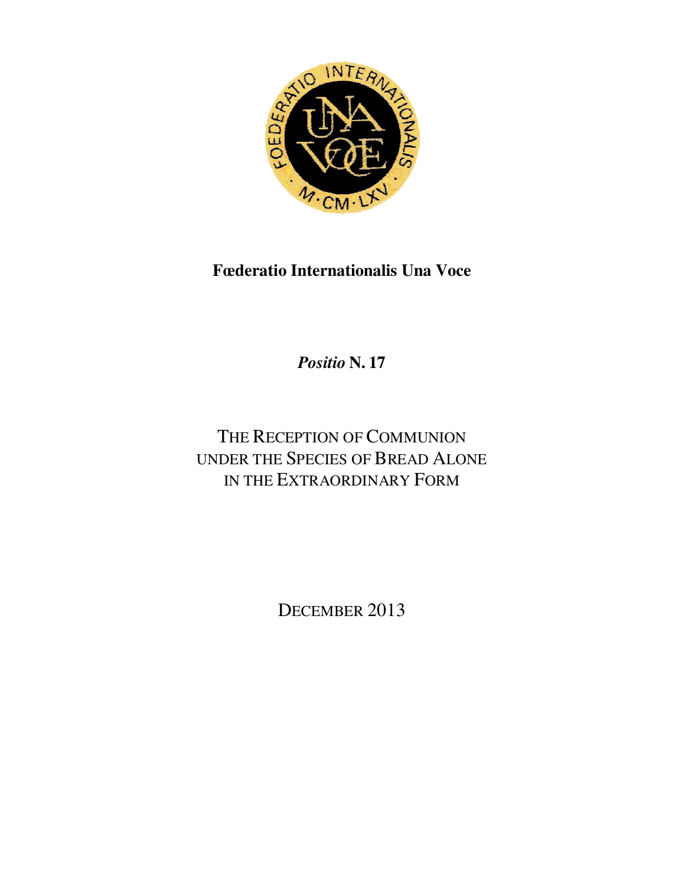**Fœderatio Internationalis Una Voce**

*Positio* **N. 17**

# THE RECEPTION OF COMMUNION UNDER THE SPECIES OF BREAD ALONE IN THE EXTRAORDINARY FORM

DECEMBER 2013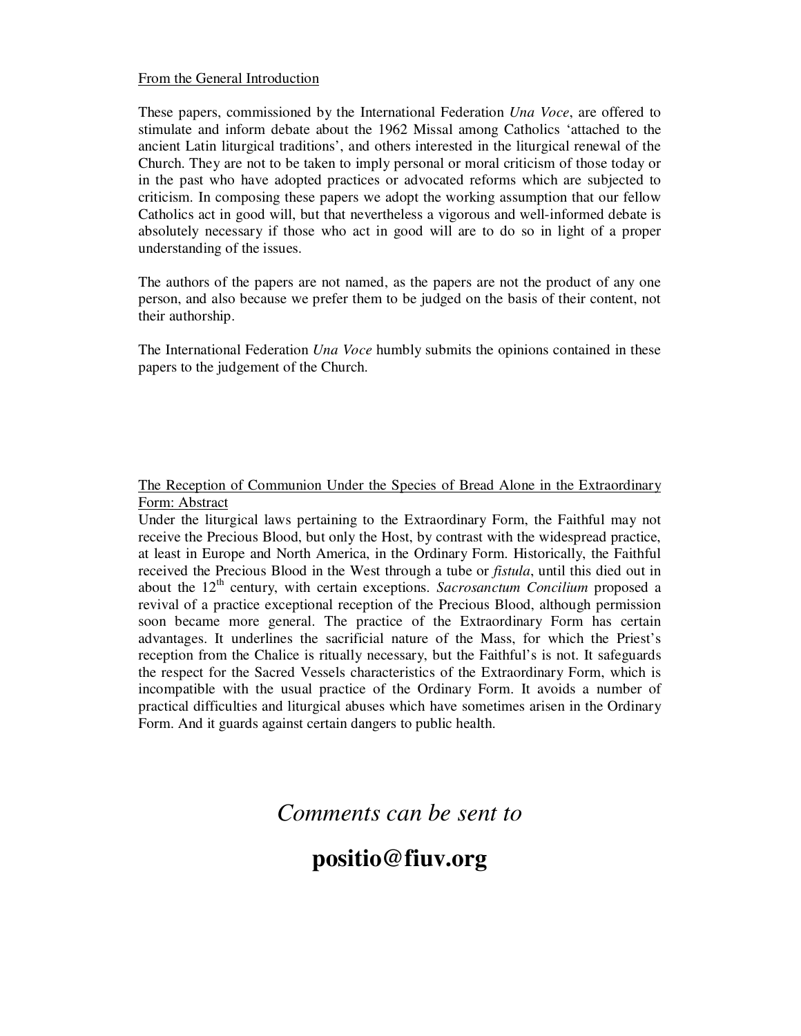From the General Introduction

These papers, commissioned by the International Federation *Una Voce*, are offered to stimulate and inform debate about the 1962 Missal among Catholics 'attached to the ancient Latin liturgical traditions', and others interested in the liturgical renewal of the Church. They are not to be taken to imply personal or moral criticism of those today or in the past who have adopted practices or advocated reforms which are subjected to criticism. In composing these papers we adopt the working assumption that our fellow Catholics act in good will, but that nevertheless a vigorous and well-informed debate is absolutely necessary if those who act in good will are to do so in light of a proper understanding of the issues.

The authors of the papers are not named, as the papers are not the product of any one person, and also because we prefer them to be judged on the basis of their content, not their authorship.

The International Federation *Una Voce* humbly submits the opinions contained in these papers to the judgement of the Church.

The Reception of Communion Under the Species of Bread Alone in the Extraordinary Form: Abstract

Under the liturgical laws pertaining to the Extraordinary Form, the Faithful may not receive the Precious Blood, but only the Host, by contrast with the widespread practice, at least in Europe and North America, in the Ordinary Form. Historically, the Faithful received the Precious Blood in the West through a tube or *fistula*, until this died out in about the 12th century, with certain exceptions. *Sacrosanctum Concilium* proposed a revival of a practice exceptional reception of the Precious Blood, although permission soon became more general. The practice of the Extraordinary Form has certain advantages. It underlines the sacrificial nature of the Mass, for which the Priest's reception from the Chalice is ritually necessary, but the Faithful's is not. It safeguards the respect for the Sacred Vessels characteristics of the Extraordinary Form, which is incompatible with the usual practice of the Ordinary Form. It avoids a number of practical difficulties and liturgical abuses which have sometimes arisen in the Ordinary Form. And it guards against certain dangers to public health.

*Comments can be sent to*

**positio@fiuv.org**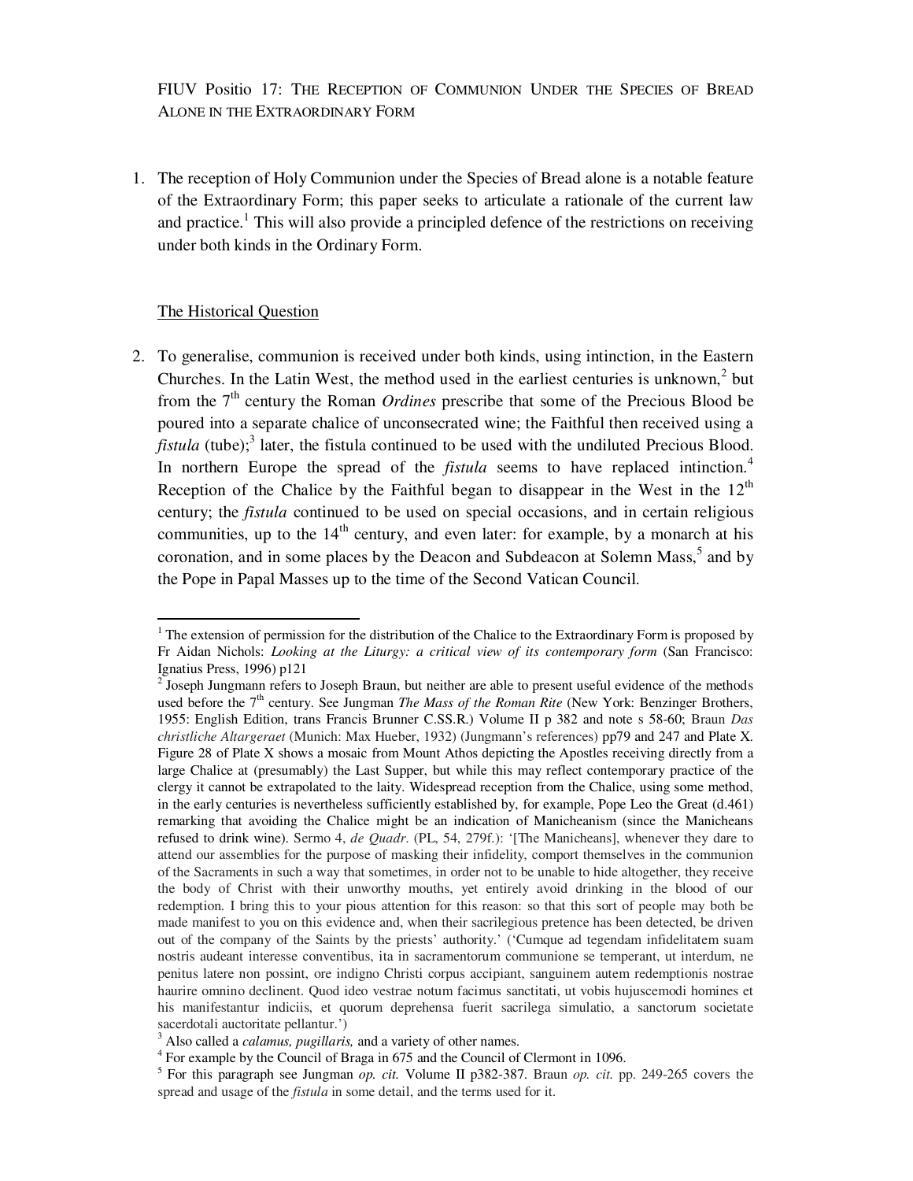FIUV Positio 17: The Reception of Communion Under the Species of Bread Alone in the Extraordinary Form

1. The reception of Holy Communion under the Species of Bread alone is a notable feature of the Extraordinary Form; this paper seeks to articulate a rationale of the current law and practice.[1] This will also provide a principled defence of the restrictions on receiving under both kinds in the Ordinary Form.

## The Historical Question

2. To generalise, communion is received under both kinds, using intinction, in the Eastern Churches. In the Latin West, the method used in the earliest centuries is unknown,[2] but from the 7th century the Roman *Ordines* prescribe that some of the Precious Blood be poured into a separate chalice of unconsecrated wine; the Faithful then received using a *fistula* (tube);[3] later, the fistula continued to be used with the undiluted Precious Blood. In northern Europe the spread of the *fistula* seems to have replaced intinction.[4] Reception of the Chalice by the Faithful began to disappear in the West in the 12th century; the *fistula* continued to be used on special occasions, and in certain religious communities, up to the 14th century, and even later: for example, by a monarch at his coronation, and in some places by the Deacon and Subdeacon at Solemn Mass,[5] and by the Pope in Papal Masses up to the time of the Second Vatican Council.

---

[1] The extension of permission for the distribution of the Chalice to the Extraordinary Form is proposed by Fr Aidan Nichols: *Looking at the Liturgy: a critical view of its contemporary form* (San Francisco: Ignatius Press, 1996) p121

[2] Joseph Jungmann refers to Joseph Braun, but neither are able to present useful evidence of the methods used before the 7th century. See Jungman *The Mass of the Roman Rite* (New York: Benzinger Brothers, 1955: English Edition, trans Francis Brunner C.SS.R.) Volume II p 382 and note s 58-60; Braun *Das christliche Altargeraet* (Munich: Max Hueber, 1932) (Jungmann's references) pp79 and 247 and Plate X. Figure 28 of Plate X shows a mosaic from Mount Athos depicting the Apostles receiving directly from a large Chalice at (presumably) the Last Supper, but while this may reflect contemporary practice of the clergy it cannot be extrapolated to the laity. Widespread reception from the Chalice, using some method, in the early centuries is nevertheless sufficiently established by, for example, Pope Leo the Great (d.461) remarking that avoiding the Chalice might be an indication of Manicheanism (since the Manicheans refused to drink wine). Sermo 4, *de Quadr.* (PL, 54, 279f.): '[The Manicheans], whenever they dare to attend our assemblies for the purpose of masking their infidelity, comport themselves in the communion of the Sacraments in such a way that sometimes, in order not to be unable to hide altogether, they receive the body of Christ with their unworthy mouths, yet entirely avoid drinking in the blood of our redemption. I bring this to your pious attention for this reason: so that this sort of people may both be made manifest to you on this evidence and, when their sacrilegious pretence has been detected, be driven out of the company of the Saints by the priests' authority.' ('Cumque ad tegendam infidelitatem suam nostris audeant interesse conventibus, ita in sacramentorum communione se temperant, ut interdum, ne penitus latere non possint, ore indigno Christi corpus accipiant, sanguinem autem redemptionis nostrae haurire omnino declinent. Quod ideo vestrae notum facimus sanctitati, ut vobis hujuscemodi homines et his manifestantur indiciis, et quorum deprehensa fuerit sacrilega simulatio, a sanctorum societate sacerdotali auctoritate pellantur.')

[3] Also called a *calamus, pugillaris,* and a variety of other names.

[4] For example by the Council of Braga in 675 and the Council of Clermont in 1096.

[5] For this paragraph see Jungman *op. cit.* Volume II p382-387. Braun *op. cit.* pp. 249-265 covers the spread and usage of the *fistula* in some detail, and the terms used for it.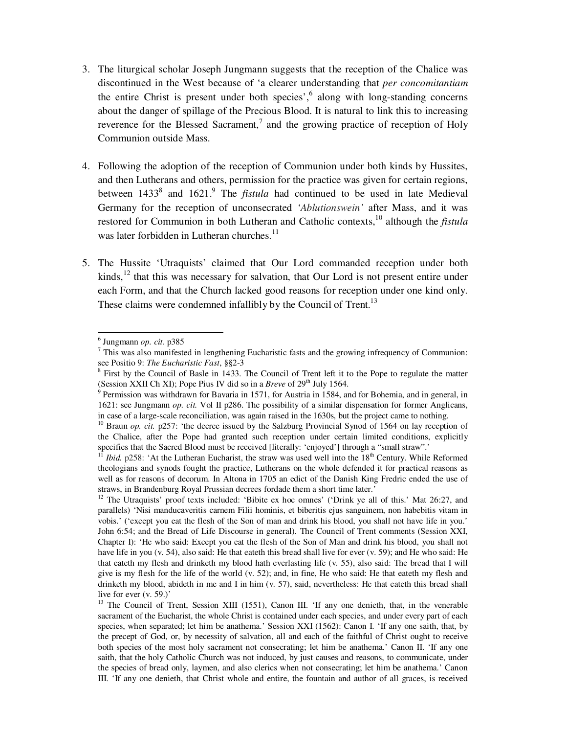3. The liturgical scholar Joseph Jungmann suggests that the reception of the Chalice was discontinued in the West because of 'a clearer understanding that *per concomitantiam* the entire Christ is present under both species',[6] along with long-standing concerns about the danger of spillage of the Precious Blood. It is natural to link this to increasing reverence for the Blessed Sacrament,[7] and the growing practice of reception of Holy Communion outside Mass.

4. Following the adoption of the reception of Communion under both kinds by Hussites, and then Lutherans and others, permission for the practice was given for certain regions, between 1433[8] and 1621.[9] The *fistula* had continued to be used in late Medieval Germany for the reception of unconsecrated *'Ablutionswein'* after Mass, and it was restored for Communion in both Lutheran and Catholic contexts,[10] although the *fistula* was later forbidden in Lutheran churches.[11]

5. The Hussite 'Utraquists' claimed that Our Lord commanded reception under both kinds,[12] that this was necessary for salvation, that Our Lord is not present entire under each Form, and that the Church lacked good reasons for reception under one kind only. These claims were condemned infallibly by the Council of Trent.[13]

---

[6] Jungmann *op. cit.* p385

[7] This was also manifested in lengthening Eucharistic fasts and the growing infrequency of Communion: see Positio 9: *The Eucharistic Fast*, §§2-3

[8] First by the Council of Basle in 1433. The Council of Trent left it to the Pope to regulate the matter (Session XXII Ch XI); Pope Pius IV did so in a *Breve* of 29th July 1564.

[9] Permission was withdrawn for Bavaria in 1571, for Austria in 1584, and for Bohemia, and in general, in 1621: see Jungmann *op. cit.* Vol II p286. The possibility of a similar dispensation for former Anglicans, in case of a large-scale reconciliation, was again raised in the 1630s, but the project came to nothing.

[10] Braun *op. cit.* p257: 'the decree issued by the Salzburg Provincial Synod of 1564 on lay reception of the Chalice, after the Pope had granted such reception under certain limited conditions, explicitly specifies that the Sacred Blood must be received [literally: 'enjoyed'] through a "small straw".'

[11] *Ibid.* p258: 'At the Lutheran Eucharist, the straw was used well into the 18th Century. While Reformed theologians and synods fought the practice, Lutherans on the whole defended it for practical reasons as well as for reasons of decorum. In Altona in 1705 an edict of the Danish King Fredric ended the use of straws, in Brandenburg Royal Prussian decrees fordade them a short time later.'

[12] The Utraquists' proof texts included: 'Bibite ex hoc omnes' ('Drink ye all of this.' Mat 26:27, and parallels) 'Nisi manducaveritis carnem Filii hominis, et biberitis ejus sanguinem, non habebitis vitam in vobis.' ('except you eat the flesh of the Son of man and drink his blood, you shall not have life in you.' John 6:54; and the Bread of Life Discourse in general). The Council of Trent comments (Session XXI, Chapter I): 'He who said: Except you eat the flesh of the Son of Man and drink his blood, you shall not have life in you (v. 54), also said: He that eateth this bread shall live for ever (v. 59); and He who said: He that eateth my flesh and drinketh my blood hath everlasting life (v. 55), also said: The bread that I will give is my flesh for the life of the world (v. 52); and, in fine, He who said: He that eateth my flesh and drinketh my blood, abideth in me and I in him (v. 57), said, nevertheless: He that eateth this bread shall live for ever (v. 59.)'

[13] The Council of Trent, Session XIII (1551), Canon III. 'If any one denieth, that, in the venerable sacrament of the Eucharist, the whole Christ is contained under each species, and under every part of each species, when separated; let him be anathema.' Session XXI (1562): Canon I. 'If any one saith, that, by the precept of God, or, by necessity of salvation, all and each of the faithful of Christ ought to receive both species of the most holy sacrament not consecrating; let him be anathema.' Canon II. 'If any one saith, that the holy Catholic Church was not induced, by just causes and reasons, to communicate, under the species of bread only, laymen, and also clerics when not consecrating; let him be anathema.' Canon III. 'If any one denieth, that Christ whole and entire, the fountain and author of all graces, is received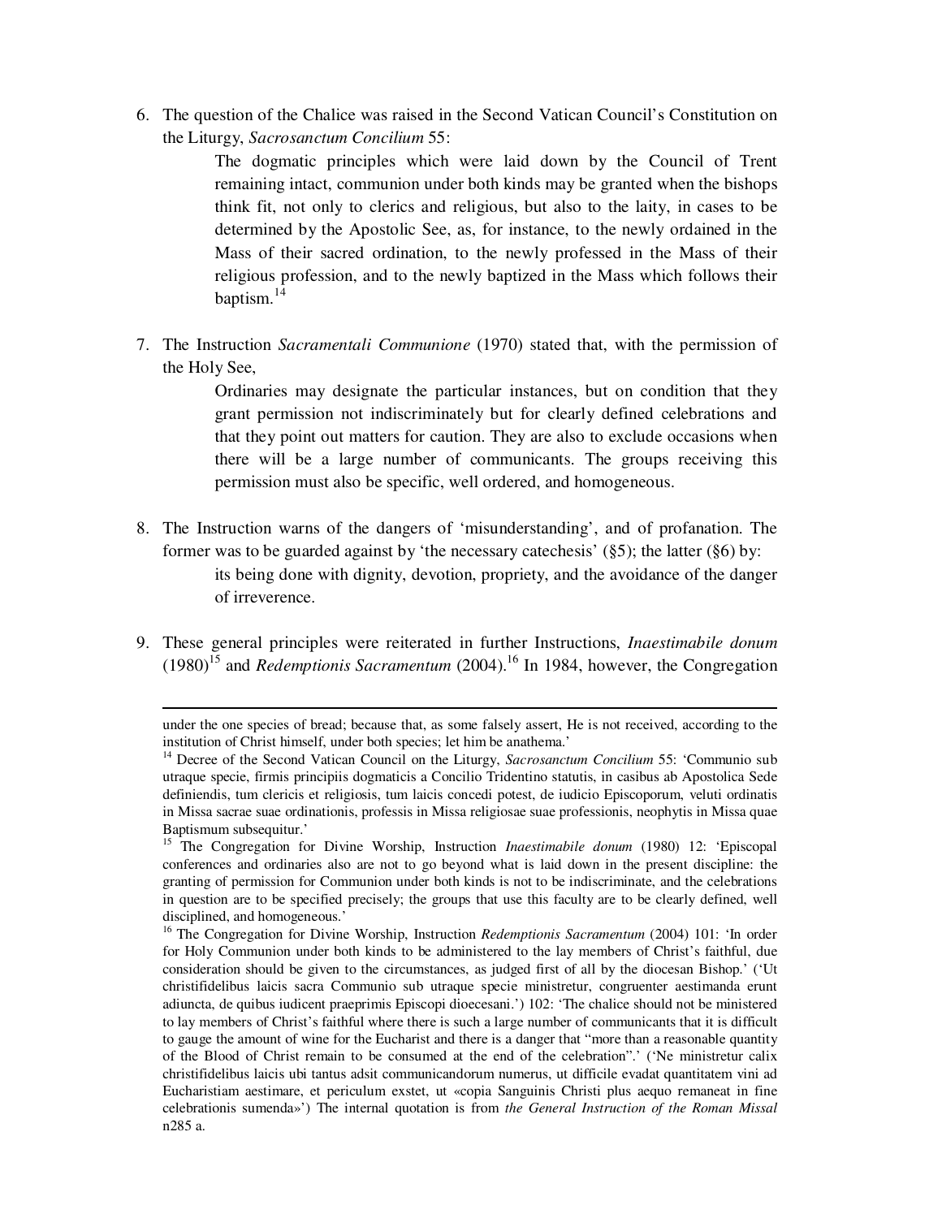6. The question of the Chalice was raised in the Second Vatican Council's Constitution on the Liturgy, *Sacrosanctum Concilium* 55:

   > The dogmatic principles which were laid down by the Council of Trent remaining intact, communion under both kinds may be granted when the bishops think fit, not only to clerics and religious, but also to the laity, in cases to be determined by the Apostolic See, as, for instance, to the newly ordained in the Mass of their sacred ordination, to the newly professed in the Mass of their religious profession, and to the newly baptized in the Mass which follows their baptism.[14]

7. The Instruction *Sacramentali Communione* (1970) stated that, with the permission of the Holy See,

   > Ordinaries may designate the particular instances, but on condition that they grant permission not indiscriminately but for clearly defined celebrations and that they point out matters for caution. They are also to exclude occasions when there will be a large number of communicants. The groups receiving this permission must also be specific, well ordered, and homogeneous.

8. The Instruction warns of the dangers of 'misunderstanding', and of profanation. The former was to be guarded against by 'the necessary catechesis' (§5); the latter (§6) by:

   > its being done with dignity, devotion, propriety, and the avoidance of the danger of irreverence.

9. These general principles were reiterated in further Instructions, *Inaestimabile donum* (1980)[15] and *Redemptionis Sacramentum* (2004).[16] In 1984, however, the Congregation

---

under the one species of bread; because that, as some falsely assert, He is not received, according to the institution of Christ himself, under both species; let him be anathema.'

[14] Decree of the Second Vatican Council on the Liturgy, *Sacrosanctum Concilium* 55: 'Communio sub utraque specie, firmis principiis dogmaticis a Concilio Tridentino statutis, in casibus ab Apostolica Sede definiendis, tum clericis et religiosis, tum laicis concedi potest, de iudicio Episcoporum, veluti ordinatis in Missa sacrae suae ordinationis, professis in Missa religiosae suae professionis, neophytis in Missa quae Baptismum subsequitur.'

[15] The Congregation for Divine Worship, Instruction *Inaestimabile donum* (1980) 12: 'Episcopal conferences and ordinaries also are not to go beyond what is laid down in the present discipline: the granting of permission for Communion under both kinds is not to be indiscriminate, and the celebrations in question are to be specified precisely; the groups that use this faculty are to be clearly defined, well disciplined, and homogeneous.'

[16] The Congregation for Divine Worship, Instruction *Redemptionis Sacramentum* (2004) 101: 'In order for Holy Communion under both kinds to be administered to the lay members of Christ's faithful, due consideration should be given to the circumstances, as judged first of all by the diocesan Bishop.' ('Ut christifidelibus laicis sacra Communio sub utraque specie ministretur, congruenter aestimanda erunt adiuncta, de quibus iudicent praeprimis Episcopi dioecesani.') 102: 'The chalice should not be ministered to lay members of Christ's faithful where there is such a large number of communicants that it is difficult to gauge the amount of wine for the Eucharist and there is a danger that "more than a reasonable quantity of the Blood of Christ remain to be consumed at the end of the celebration".' ('Ne ministretur calix christifidelibus laicis ubi tantus adsit communicandorum numerus, ut difficile evadat quantitatem vini ad Eucharistiam aestimare, et periculum exstet, ut «copia Sanguinis Christi plus aequo remaneat in fine celebrationis sumenda»') The internal quotation is from *the General Instruction of the Roman Missal* n285 a.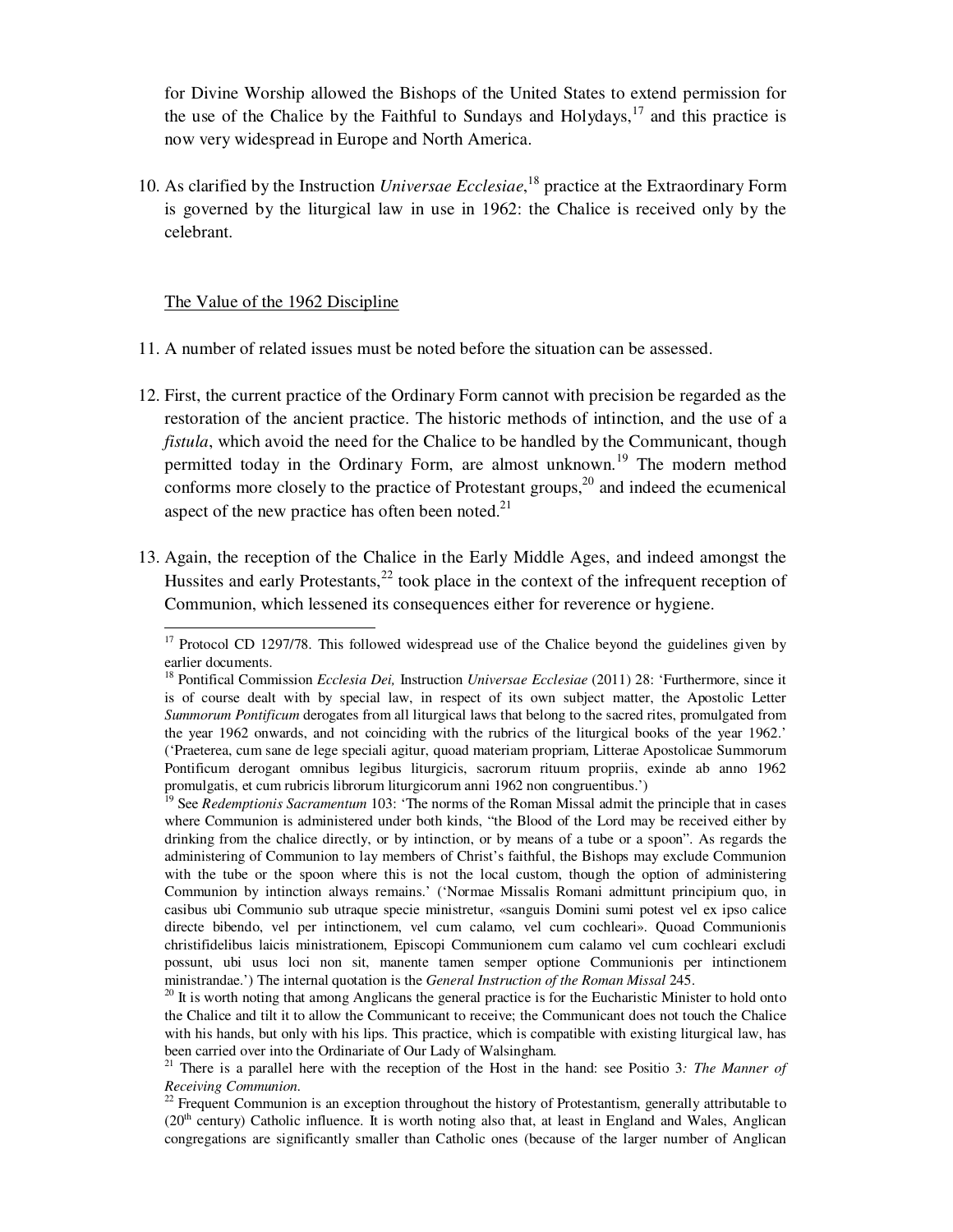for Divine Worship allowed the Bishops of the United States to extend permission for the use of the Chalice by the Faithful to Sundays and Holydays,[17] and this practice is now very widespread in Europe and North America.

10. As clarified by the Instruction *Universae Ecclesiae*,[18] practice at the Extraordinary Form is governed by the liturgical law in use in 1962: the Chalice is received only by the celebrant.

The Value of the 1962 Discipline

11. A number of related issues must be noted before the situation can be assessed.

12. First, the current practice of the Ordinary Form cannot with precision be regarded as the restoration of the ancient practice. The historic methods of intinction, and the use of a *fistula*, which avoid the need for the Chalice to be handled by the Communicant, though permitted today in the Ordinary Form, are almost unknown.[19] The modern method conforms more closely to the practice of Protestant groups,[20] and indeed the ecumenical aspect of the new practice has often been noted.[21]

13. Again, the reception of the Chalice in the Early Middle Ages, and indeed amongst the Hussites and early Protestants,[22] took place in the context of the infrequent reception of Communion, which lessened its consequences either for reverence or hygiene.

---

[17] Protocol CD 1297/78. This followed widespread use of the Chalice beyond the guidelines given by earlier documents.

[18] Pontifical Commission *Ecclesia Dei,* Instruction *Universae Ecclesiae* (2011) 28: 'Furthermore, since it is of course dealt with by special law, in respect of its own subject matter, the Apostolic Letter *Summorum Pontificum* derogates from all liturgical laws that belong to the sacred rites, promulgated from the year 1962 onwards, and not coinciding with the rubrics of the liturgical books of the year 1962.' ('Praeterea, cum sane de lege speciali agitur, quoad materiam propriam, Litterae Apostolicae Summorum Pontificum derogant omnibus legibus liturgicis, sacrorum rituum propriis, exinde ab anno 1962 promulgatis, et cum rubricis librorum liturgicorum anni 1962 non congruentibus.')

[19] See *Redemptionis Sacramentum* 103: 'The norms of the Roman Missal admit the principle that in cases where Communion is administered under both kinds, "the Blood of the Lord may be received either by drinking from the chalice directly, or by intinction, or by means of a tube or a spoon". As regards the administering of Communion to lay members of Christ's faithful, the Bishops may exclude Communion with the tube or the spoon where this is not the local custom, though the option of administering Communion by intinction always remains.' ('Normae Missalis Romani admittunt principium quo, in casibus ubi Communio sub utraque specie ministretur, «sanguis Domini sumi potest vel ex ipso calice directe bibendo, vel per intinctionem, vel cum calamo, vel cum cochleari». Quoad Communionis christifidelibus laicis ministrationem, Episcopi Communionem cum calamo vel cum cochleari excludi possunt, ubi usus loci non sit, manente tamen semper optione Communionis per intinctionem ministrandae.') The internal quotation is the *General Instruction of the Roman Missal* 245.

[20] It is worth noting that among Anglicans the general practice is for the Eucharistic Minister to hold onto the Chalice and tilt it to allow the Communicant to receive; the Communicant does not touch the Chalice with his hands, but only with his lips. This practice, which is compatible with existing liturgical law, has been carried over into the Ordinariate of Our Lady of Walsingham.

[21] There is a parallel here with the reception of the Host in the hand: see Positio 3*: The Manner of Receiving Communion.*

[22] Frequent Communion is an exception throughout the history of Protestantism, generally attributable to (20th century) Catholic influence. It is worth noting also that, at least in England and Wales, Anglican congregations are significantly smaller than Catholic ones (because of the larger number of Anglican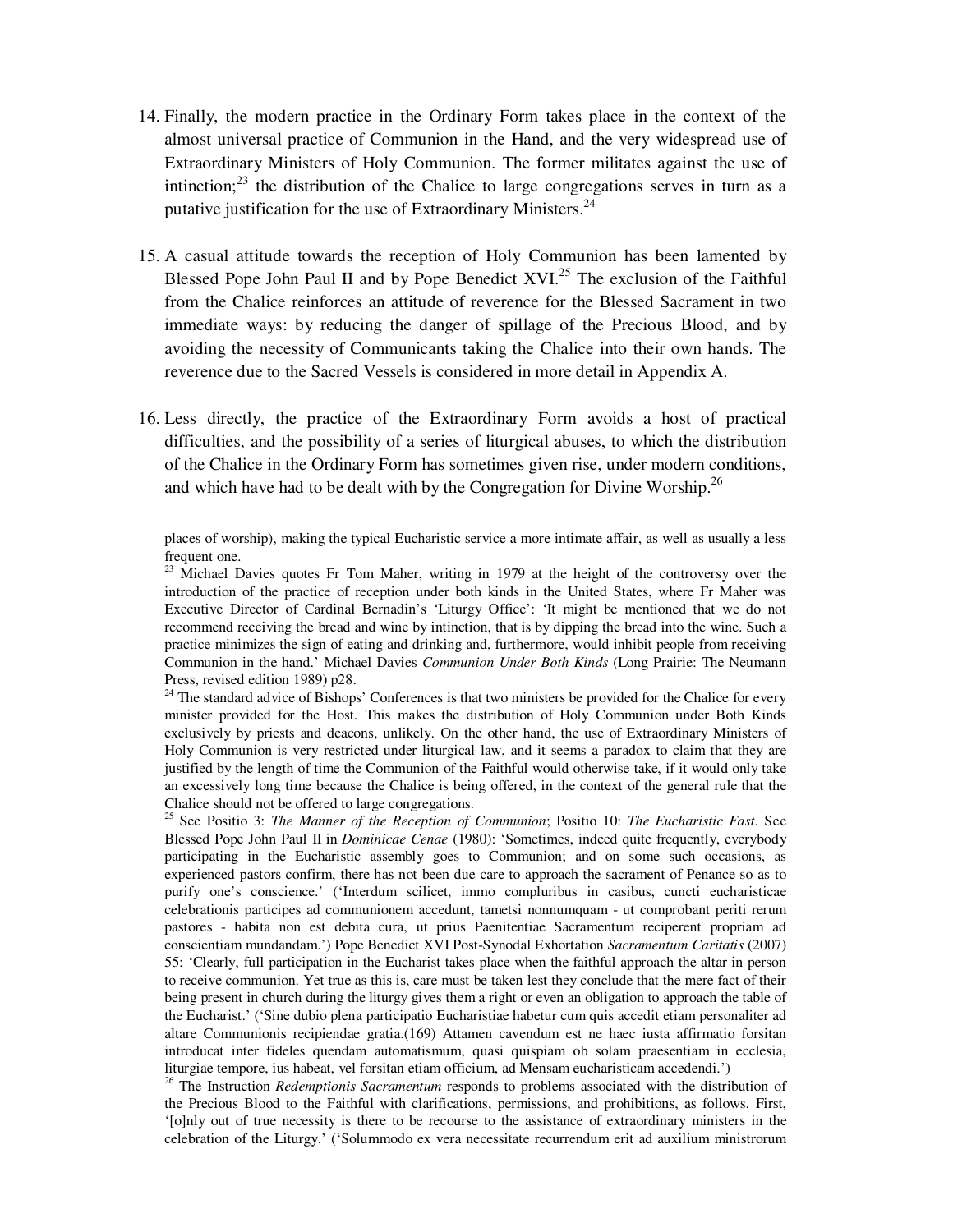14. Finally, the modern practice in the Ordinary Form takes place in the context of the almost universal practice of Communion in the Hand, and the very widespread use of Extraordinary Ministers of Holy Communion. The former militates against the use of intinction;[23] the distribution of the Chalice to large congregations serves in turn as a putative justification for the use of Extraordinary Ministers.[24]

15. A casual attitude towards the reception of Holy Communion has been lamented by Blessed Pope John Paul II and by Pope Benedict XVI.[25] The exclusion of the Faithful from the Chalice reinforces an attitude of reverence for the Blessed Sacrament in two immediate ways: by reducing the danger of spillage of the Precious Blood, and by avoiding the necessity of Communicants taking the Chalice into their own hands. The reverence due to the Sacred Vessels is considered in more detail in Appendix A.

16. Less directly, the practice of the Extraordinary Form avoids a host of practical difficulties, and the possibility of a series of liturgical abuses, to which the distribution of the Chalice in the Ordinary Form has sometimes given rise, under modern conditions, and which have had to be dealt with by the Congregation for Divine Worship.[26]

---

places of worship), making the typical Eucharistic service a more intimate affair, as well as usually a less frequent one.

[23] Michael Davies quotes Fr Tom Maher, writing in 1979 at the height of the controversy over the introduction of the practice of reception under both kinds in the United States, where Fr Maher was Executive Director of Cardinal Bernadin's 'Liturgy Office': 'It might be mentioned that we do not recommend receiving the bread and wine by intinction, that is by dipping the bread into the wine. Such a practice minimizes the sign of eating and drinking and, furthermore, would inhibit people from receiving Communion in the hand.' Michael Davies *Communion Under Both Kinds* (Long Prairie: The Neumann Press, revised edition 1989) p28.

[24] The standard advice of Bishops' Conferences is that two ministers be provided for the Chalice for every minister provided for the Host. This makes the distribution of Holy Communion under Both Kinds exclusively by priests and deacons, unlikely. On the other hand, the use of Extraordinary Ministers of Holy Communion is very restricted under liturgical law, and it seems a paradox to claim that they are justified by the length of time the Communion of the Faithful would otherwise take, if it would only take an excessively long time because the Chalice is being offered, in the context of the general rule that the Chalice should not be offered to large congregations.

[25] See Positio 3: *The Manner of the Reception of Communion*; Positio 10: *The Eucharistic Fast*. See Blessed Pope John Paul II in *Dominicae Cenae* (1980): 'Sometimes, indeed quite frequently, everybody participating in the Eucharistic assembly goes to Communion; and on some such occasions, as experienced pastors confirm, there has not been due care to approach the sacrament of Penance so as to purify one's conscience.' ('Interdum scilicet, immo compluribus in casibus, cuncti eucharisticae celebrationis participes ad communionem accedunt, tametsi nonnumquam - ut comprobant periti rerum pastores - habita non est debita cura, ut prius Paenitentiae Sacramentum reciperent propriam ad conscientiam mundandam.') Pope Benedict XVI Post-Synodal Exhortation *Sacramentum Caritatis* (2007) 55: 'Clearly, full participation in the Eucharist takes place when the faithful approach the altar in person to receive communion. Yet true as this is, care must be taken lest they conclude that the mere fact of their being present in church during the liturgy gives them a right or even an obligation to approach the table of the Eucharist.' ('Sine dubio plena participatio Eucharistiae habetur cum quis accedit etiam personaliter ad altare Communionis recipiendae gratia.(169) Attamen cavendum est ne haec iusta affirmatio forsitan introducat inter fideles quendam automatismum, quasi quispiam ob solam praesentiam in ecclesia, liturgiae tempore, ius habeat, vel forsitan etiam officium, ad Mensam eucharisticam accedendi.')

[26] The Instruction *Redemptionis Sacramentum* responds to problems associated with the distribution of the Precious Blood to the Faithful with clarifications, permissions, and prohibitions, as follows. First, '[o]nly out of true necessity is there to be recourse to the assistance of extraordinary ministers in the celebration of the Liturgy.' ('Solummodo ex vera necessitate recurrendum erit ad auxilium ministrorum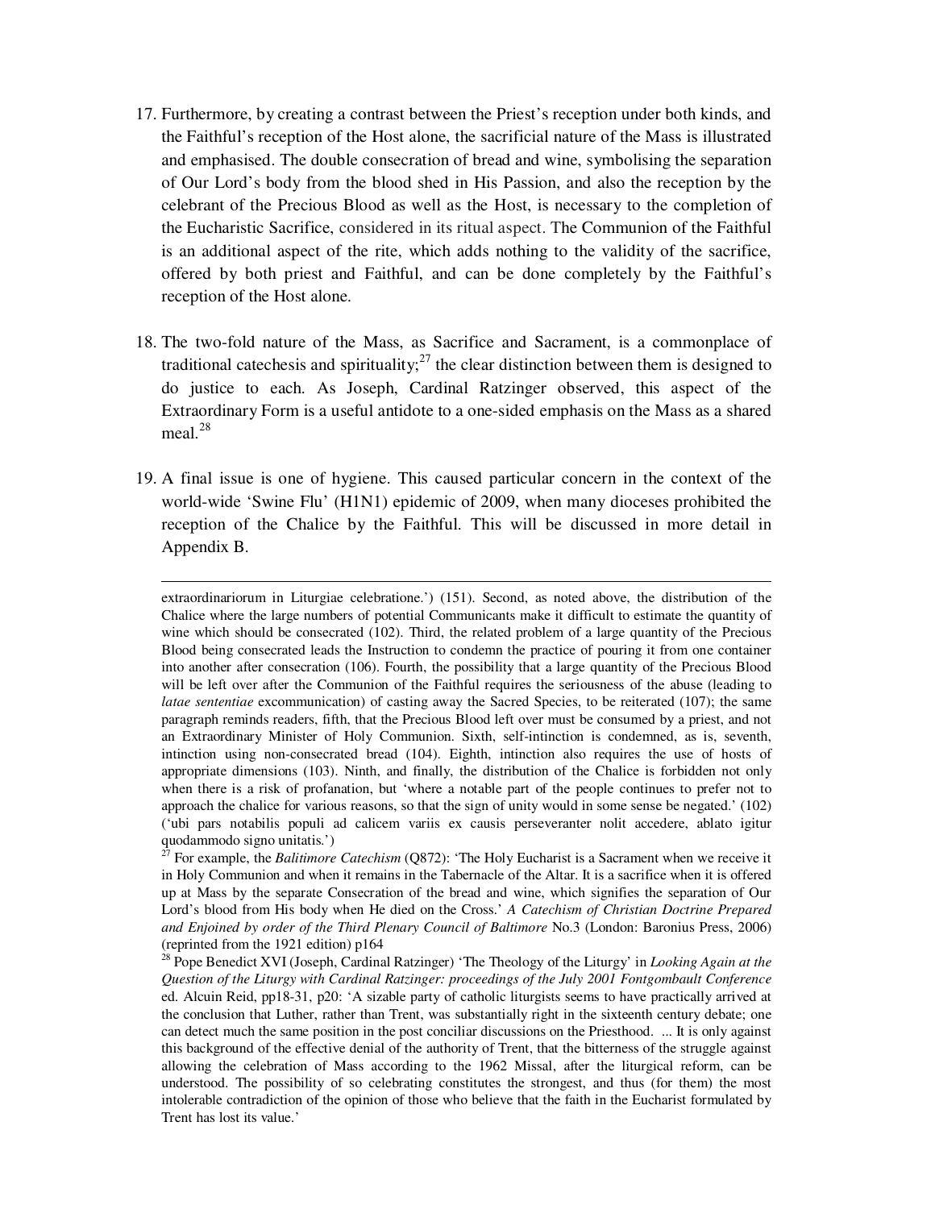17. Furthermore, by creating a contrast between the Priest's reception under both kinds, and the Faithful's reception of the Host alone, the sacrificial nature of the Mass is illustrated and emphasised. The double consecration of bread and wine, symbolising the separation of Our Lord's body from the blood shed in His Passion, and also the reception by the celebrant of the Precious Blood as well as the Host, is necessary to the completion of the Eucharistic Sacrifice, considered in its ritual aspect. The Communion of the Faithful is an additional aspect of the rite, which adds nothing to the validity of the sacrifice, offered by both priest and Faithful, and can be done completely by the Faithful's reception of the Host alone.

18. The two-fold nature of the Mass, as Sacrifice and Sacrament, is a commonplace of traditional catechesis and spirituality;[27] the clear distinction between them is designed to do justice to each. As Joseph, Cardinal Ratzinger observed, this aspect of the Extraordinary Form is a useful antidote to a one-sided emphasis on the Mass as a shared meal.[28]

19. A final issue is one of hygiene. This caused particular concern in the context of the world-wide 'Swine Flu' (H1N1) epidemic of 2009, when many dioceses prohibited the reception of the Chalice by the Faithful. This will be discussed in more detail in Appendix B.

---

extraordinariorum in Liturgiae celebratione.') (151). Second, as noted above, the distribution of the Chalice where the large numbers of potential Communicants make it difficult to estimate the quantity of wine which should be consecrated (102). Third, the related problem of a large quantity of the Precious Blood being consecrated leads the Instruction to condemn the practice of pouring it from one container into another after consecration (106). Fourth, the possibility that a large quantity of the Precious Blood will be left over after the Communion of the Faithful requires the seriousness of the abuse (leading to *latae sententiae* excommunication) of casting away the Sacred Species, to be reiterated (107); the same paragraph reminds readers, fifth, that the Precious Blood left over must be consumed by a priest, and not an Extraordinary Minister of Holy Communion. Sixth, self-intinction is condemned, as is, seventh, intinction using non-consecrated bread (104). Eighth, intinction also requires the use of hosts of appropriate dimensions (103). Ninth, and finally, the distribution of the Chalice is forbidden not only when there is a risk of profanation, but 'where a notable part of the people continues to prefer not to approach the chalice for various reasons, so that the sign of unity would in some sense be negated.' (102) ('ubi pars notabilis populi ad calicem variis ex causis perseveranter nolit accedere, ablato igitur quodammodo signo unitatis.')

[27] For example, the *Balitimore Catechism* (Q872): 'The Holy Eucharist is a Sacrament when we receive it in Holy Communion and when it remains in the Tabernacle of the Altar. It is a sacrifice when it is offered up at Mass by the separate Consecration of the bread and wine, which signifies the separation of Our Lord's blood from His body when He died on the Cross.' *A Catechism of Christian Doctrine Prepared and Enjoined by order of the Third Plenary Council of Baltimore* No.3 (London: Baronius Press, 2006) (reprinted from the 1921 edition) p164

[28] Pope Benedict XVI (Joseph, Cardinal Ratzinger) 'The Theology of the Liturgy' in *Looking Again at the Question of the Liturgy with Cardinal Ratzinger: proceedings of the July 2001 Fontgombault Conference* ed. Alcuin Reid, pp18-31, p20: 'A sizable party of catholic liturgists seems to have practically arrived at the conclusion that Luther, rather than Trent, was substantially right in the sixteenth century debate; one can detect much the same position in the post conciliar discussions on the Priesthood. ... It is only against this background of the effective denial of the authority of Trent, that the bitterness of the struggle against allowing the celebration of Mass according to the 1962 Missal, after the liturgical reform, can be understood. The possibility of so celebrating constitutes the strongest, and thus (for them) the most intolerable contradiction of the opinion of those who believe that the faith in the Eucharist formulated by Trent has lost its value.'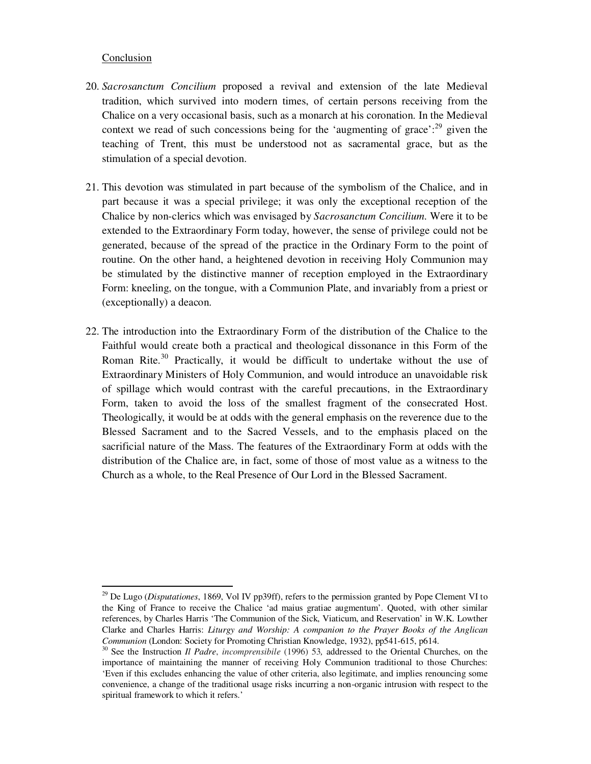Conclusion

20. *Sacrosanctum Concilium* proposed a revival and extension of the late Medieval tradition, which survived into modern times, of certain persons receiving from the Chalice on a very occasional basis, such as a monarch at his coronation. In the Medieval context we read of such concessions being for the 'augmenting of grace':[29] given the teaching of Trent, this must be understood not as sacramental grace, but as the stimulation of a special devotion.

21. This devotion was stimulated in part because of the symbolism of the Chalice, and in part because it was a special privilege; it was only the exceptional reception of the Chalice by non-clerics which was envisaged by *Sacrosanctum Concilium*. Were it to be extended to the Extraordinary Form today, however, the sense of privilege could not be generated, because of the spread of the practice in the Ordinary Form to the point of routine. On the other hand, a heightened devotion in receiving Holy Communion may be stimulated by the distinctive manner of reception employed in the Extraordinary Form: kneeling, on the tongue, with a Communion Plate, and invariably from a priest or (exceptionally) a deacon.

22. The introduction into the Extraordinary Form of the distribution of the Chalice to the Faithful would create both a practical and theological dissonance in this Form of the Roman Rite.[30] Practically, it would be difficult to undertake without the use of Extraordinary Ministers of Holy Communion, and would introduce an unavoidable risk of spillage which would contrast with the careful precautions, in the Extraordinary Form, taken to avoid the loss of the smallest fragment of the consecrated Host. Theologically, it would be at odds with the general emphasis on the reverence due to the Blessed Sacrament and to the Sacred Vessels, and to the emphasis placed on the sacrificial nature of the Mass. The features of the Extraordinary Form at odds with the distribution of the Chalice are, in fact, some of those of most value as a witness to the Church as a whole, to the Real Presence of Our Lord in the Blessed Sacrament.

---

[29] De Lugo (*Disputationes*, 1869, Vol IV pp39ff), refers to the permission granted by Pope Clement VI to the King of France to receive the Chalice 'ad maius gratiae augmentum'. Quoted, with other similar references, by Charles Harris 'The Communion of the Sick, Viaticum, and Reservation' in W.K. Lowther Clarke and Charles Harris: *Liturgy and Worship: A companion to the Prayer Books of the Anglican Communion* (London: Society for Promoting Christian Knowledge, 1932), pp541-615, p614.

[30] See the Instruction *Il Padre, incomprensibile* (1996) 53, addressed to the Oriental Churches, on the importance of maintaining the manner of receiving Holy Communion traditional to those Churches: 'Even if this excludes enhancing the value of other criteria, also legitimate, and implies renouncing some convenience, a change of the traditional usage risks incurring a non-organic intrusion with respect to the spiritual framework to which it refers.'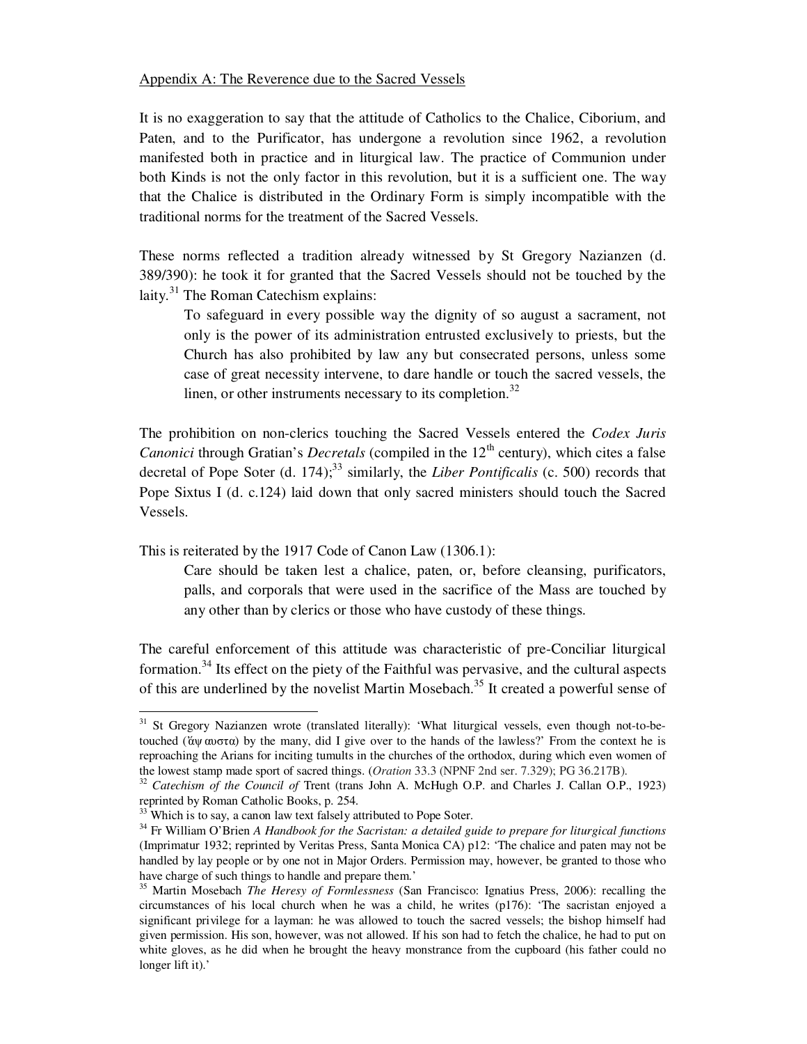Appendix A: The Reverence due to the Sacred Vessels

It is no exaggeration to say that the attitude of Catholics to the Chalice, Ciborium, and Paten, and to the Purificator, has undergone a revolution since 1962, a revolution manifested both in practice and in liturgical law. The practice of Communion under both Kinds is not the only factor in this revolution, but it is a sufficient one. The way that the Chalice is distributed in the Ordinary Form is simply incompatible with the traditional norms for the treatment of the Sacred Vessels.

These norms reflected a tradition already witnessed by St Gregory Nazianzen (d. 389/390): he took it for granted that the Sacred Vessels should not be touched by the laity.[31] The Roman Catechism explains:

> To safeguard in every possible way the dignity of so august a sacrament, not only is the power of its administration entrusted exclusively to priests, but the Church has also prohibited by law any but consecrated persons, unless some case of great necessity intervene, to dare handle or touch the sacred vessels, the linen, or other instruments necessary to its completion.[32]

The prohibition on non-clerics touching the Sacred Vessels entered the *Codex Juris Canonici* through Gratian's *Decretals* (compiled in the 12th century), which cites a false decretal of Pope Soter (d. 174);[33] similarly, the *Liber Pontificalis* (c. 500) records that Pope Sixtus I (d. c.124) laid down that only sacred ministers should touch the Sacred Vessels.

This is reiterated by the 1917 Code of Canon Law (1306.1):

> Care should be taken lest a chalice, paten, or, before cleansing, purificators, palls, and corporals that were used in the sacrifice of the Mass are touched by any other than by clerics or those who have custody of these things.

The careful enforcement of this attitude was characteristic of pre-Conciliar liturgical formation.[34] Its effect on the piety of the Faithful was pervasive, and the cultural aspects of this are underlined by the novelist Martin Mosebach.[35] It created a powerful sense of

---

[31] St Gregory Nazianzen wrote (translated literally): 'What liturgical vessels, even though not-to-be-touched (ἄψ αυστα) by the many, did I give over to the hands of the lawless?' From the context he is reproaching the Arians for inciting tumults in the churches of the orthodox, during which even women of the lowest stamp made sport of sacred things. (*Oration* 33.3 (NPNF 2nd ser. 7.329); PG 36.217B).

[32] *Catechism of the Council of* Trent (trans John A. McHugh O.P. and Charles J. Callan O.P., 1923) reprinted by Roman Catholic Books, p. 254.

[33] Which is to say, a canon law text falsely attributed to Pope Soter.

[34] Fr William O'Brien *A Handbook for the Sacristan: a detailed guide to prepare for liturgical functions* (Imprimatur 1932; reprinted by Veritas Press, Santa Monica CA) p12: 'The chalice and paten may not be handled by lay people or by one not in Major Orders. Permission may, however, be granted to those who have charge of such things to handle and prepare them.'

[35] Martin Mosebach *The Heresy of Formlessness* (San Francisco: Ignatius Press, 2006): recalling the circumstances of his local church when he was a child, he writes (p176): 'The sacristan enjoyed a significant privilege for a layman: he was allowed to touch the sacred vessels; the bishop himself had given permission. His son, however, was not allowed. If his son had to fetch the chalice, he had to put on white gloves, as he did when he brought the heavy monstrance from the cupboard (his father could no longer lift it).'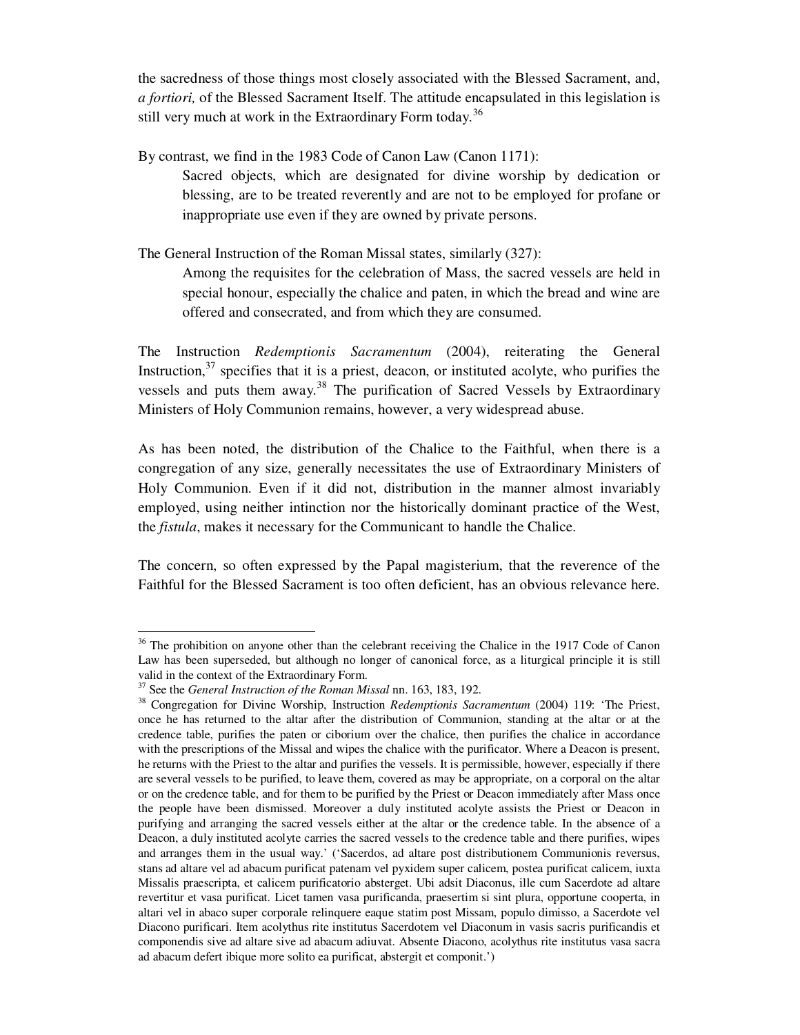the sacredness of those things most closely associated with the Blessed Sacrament, and, *a fortiori,* of the Blessed Sacrament Itself. The attitude encapsulated in this legislation is still very much at work in the Extraordinary Form today.[36]

By contrast, we find in the 1983 Code of Canon Law (Canon 1171):

> Sacred objects, which are designated for divine worship by dedication or blessing, are to be treated reverently and are not to be employed for profane or inappropriate use even if they are owned by private persons.

The General Instruction of the Roman Missal states, similarly (327):

> Among the requisites for the celebration of Mass, the sacred vessels are held in special honour, especially the chalice and paten, in which the bread and wine are offered and consecrated, and from which they are consumed.

The Instruction *Redemptionis Sacramentum* (2004), reiterating the General Instruction,[37] specifies that it is a priest, deacon, or instituted acolyte, who purifies the vessels and puts them away.[38] The purification of Sacred Vessels by Extraordinary Ministers of Holy Communion remains, however, a very widespread abuse.

As has been noted, the distribution of the Chalice to the Faithful, when there is a congregation of any size, generally necessitates the use of Extraordinary Ministers of Holy Communion. Even if it did not, distribution in the manner almost invariably employed, using neither intinction nor the historically dominant practice of the West, the *fistula*, makes it necessary for the Communicant to handle the Chalice.

The concern, so often expressed by the Papal magisterium, that the reverence of the Faithful for the Blessed Sacrament is too often deficient, has an obvious relevance here.

---

[36] The prohibition on anyone other than the celebrant receiving the Chalice in the 1917 Code of Canon Law has been superseded, but although no longer of canonical force, as a liturgical principle it is still valid in the context of the Extraordinary Form.

[37] See the *General Instruction of the Roman Missal* nn. 163, 183, 192.

[38] Congregation for Divine Worship, Instruction *Redemptionis Sacramentum* (2004) 119: 'The Priest, once he has returned to the altar after the distribution of Communion, standing at the altar or at the credence table, purifies the paten or ciborium over the chalice, then purifies the chalice in accordance with the prescriptions of the Missal and wipes the chalice with the purificator. Where a Deacon is present, he returns with the Priest to the altar and purifies the vessels. It is permissible, however, especially if there are several vessels to be purified, to leave them, covered as may be appropriate, on a corporal on the altar or on the credence table, and for them to be purified by the Priest or Deacon immediately after Mass once the people have been dismissed. Moreover a duly instituted acolyte assists the Priest or Deacon in purifying and arranging the sacred vessels either at the altar or the credence table. In the absence of a Deacon, a duly instituted acolyte carries the sacred vessels to the credence table and there purifies, wipes and arranges them in the usual way.' ('Sacerdos, ad altare post distributionem Communionis reversus, stans ad altare vel ad abacum purificat patenam vel pyxidem super calicem, postea purificat calicem, iuxta Missalis praescripta, et calicem purificatorio absterget. Ubi adsit Diaconus, ille cum Sacerdote ad altare revertitur et vasa purificat. Licet tamen vasa purificanda, praesertim si sint plura, opportune cooperta, in altari vel in abaco super corporale relinquere eaque statim post Missam, populo dimisso, a Sacerdote vel Diacono purificari. Item acolythus rite institutus Sacerdotem vel Diaconum in vasis sacris purificandis et componendis sive ad altare sive ad abacum adiuvat. Absente Diacono, acolythus rite institutus vasa sacra ad abacum defert ibique more solito ea purificat, abstergit et componit.')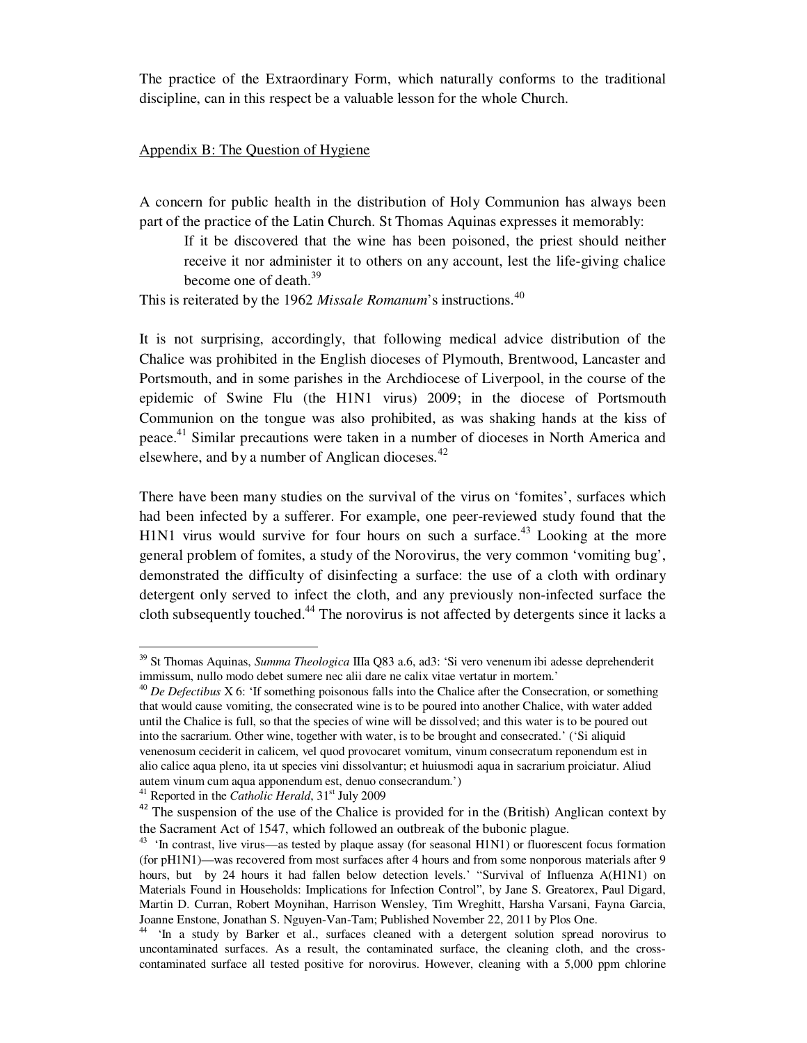The practice of the Extraordinary Form, which naturally conforms to the traditional discipline, can in this respect be a valuable lesson for the whole Church.

## Appendix B: The Question of Hygiene

A concern for public health in the distribution of Holy Communion has always been part of the practice of the Latin Church. St Thomas Aquinas expresses it memorably:

> If it be discovered that the wine has been poisoned, the priest should neither receive it nor administer it to others on any account, lest the life-giving chalice become one of death.[39]

This is reiterated by the 1962 *Missale Romanum*'s instructions.[40]

It is not surprising, accordingly, that following medical advice distribution of the Chalice was prohibited in the English dioceses of Plymouth, Brentwood, Lancaster and Portsmouth, and in some parishes in the Archdiocese of Liverpool, in the course of the epidemic of Swine Flu (the H1N1 virus) 2009; in the diocese of Portsmouth Communion on the tongue was also prohibited, as was shaking hands at the kiss of peace.[41] Similar precautions were taken in a number of dioceses in North America and elsewhere, and by a number of Anglican dioceses.[42]

There have been many studies on the survival of the virus on 'fomites', surfaces which had been infected by a sufferer. For example, one peer-reviewed study found that the H1N1 virus would survive for four hours on such a surface.[43] Looking at the more general problem of fomites, a study of the Norovirus, the very common 'vomiting bug', demonstrated the difficulty of disinfecting a surface: the use of a cloth with ordinary detergent only served to infect the cloth, and any previously non-infected surface the cloth subsequently touched.[44] The norovirus is not affected by detergents since it lacks a

---

[39] St Thomas Aquinas, *Summa Theologica* IIIa Q83 a.6, ad3: 'Si vero venenum ibi adesse deprehenderit immissum, nullo modo debet sumere nec alii dare ne calix vitae vertatur in mortem.'

[40] *De Defectibus* X 6: 'If something poisonous falls into the Chalice after the Consecration, or something that would cause vomiting, the consecrated wine is to be poured into another Chalice, with water added until the Chalice is full, so that the species of wine will be dissolved; and this water is to be poured out into the sacrarium. Other wine, together with water, is to be brought and consecrated.' ('Si aliquid venenosum ceciderit in calicem, vel quod provocaret vomitum, vinum consecratum reponendum est in alio calice aqua pleno, ita ut species vini dissolvantur; et huiusmodi aqua in sacrarium proiciatur. Aliud autem vinum cum aqua apponendum est, denuo consecrandum.')

[41] Reported in the *Catholic Herald*, 31st July 2009

[42] The suspension of the use of the Chalice is provided for in the (British) Anglican context by the Sacrament Act of 1547, which followed an outbreak of the bubonic plague.

[43] 'In contrast, live virus—as tested by plaque assay (for seasonal H1N1) or fluorescent focus formation (for pH1N1)—was recovered from most surfaces after 4 hours and from some nonporous materials after 9 hours, but by 24 hours it had fallen below detection levels.' "Survival of Influenza A(H1N1) on Materials Found in Households: Implications for Infection Control", by Jane S. Greatorex, Paul Digard, Martin D. Curran, Robert Moynihan, Harrison Wensley, Tim Wreghitt, Harsha Varsani, Fayna Garcia, Joanne Enstone, Jonathan S. Nguyen-Van-Tam; Published November 22, 2011 by Plos One.

[44] 'In a study by Barker et al., surfaces cleaned with a detergent solution spread norovirus to uncontaminated surfaces. As a result, the contaminated surface, the cleaning cloth, and the cross-contaminated surface all tested positive for norovirus. However, cleaning with a 5,000 ppm chlorine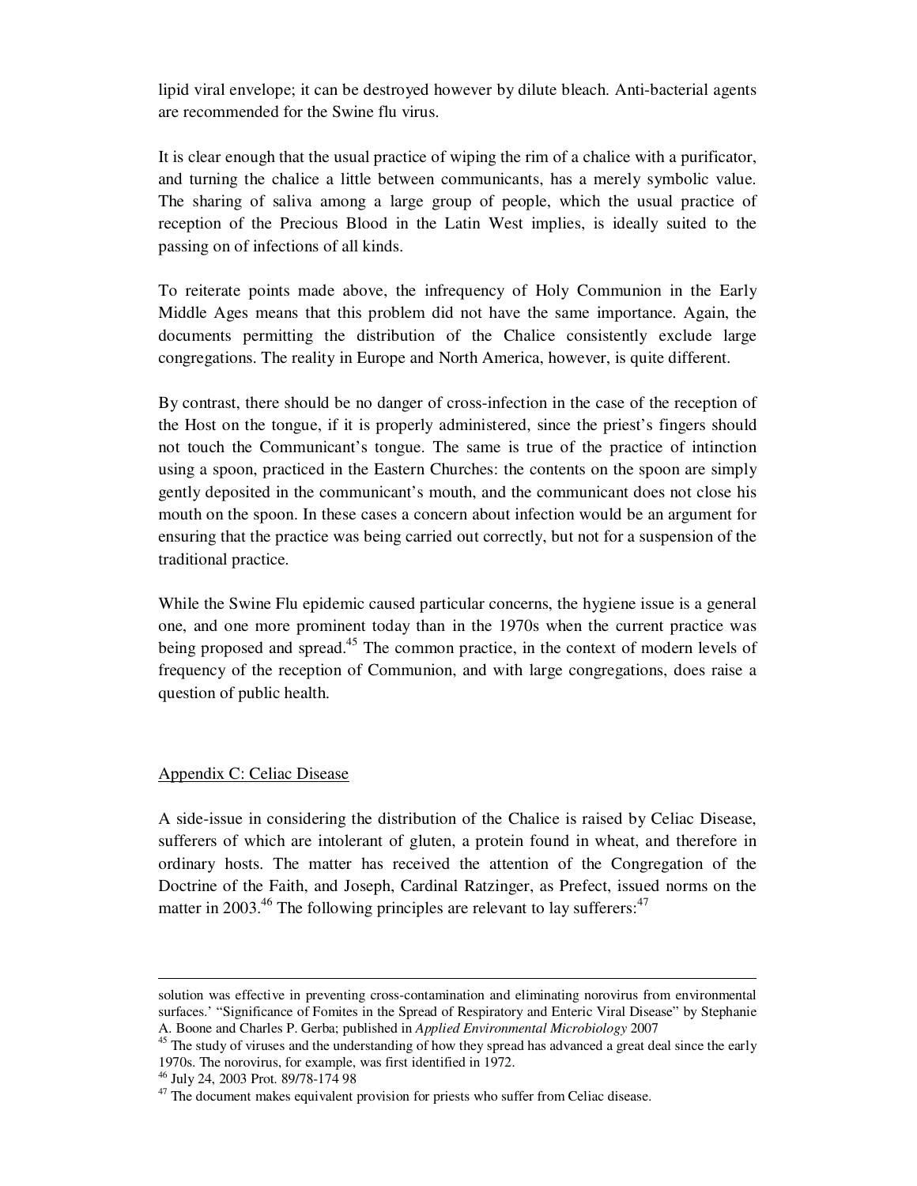lipid viral envelope; it can be destroyed however by dilute bleach. Anti-bacterial agents are recommended for the Swine flu virus.

It is clear enough that the usual practice of wiping the rim of a chalice with a purificator, and turning the chalice a little between communicants, has a merely symbolic value. The sharing of saliva among a large group of people, which the usual practice of reception of the Precious Blood in the Latin West implies, is ideally suited to the passing on of infections of all kinds.

To reiterate points made above, the infrequency of Holy Communion in the Early Middle Ages means that this problem did not have the same importance. Again, the documents permitting the distribution of the Chalice consistently exclude large congregations. The reality in Europe and North America, however, is quite different.

By contrast, there should be no danger of cross-infection in the case of the reception of the Host on the tongue, if it is properly administered, since the priest's fingers should not touch the Communicant's tongue. The same is true of the practice of intinction using a spoon, practiced in the Eastern Churches: the contents on the spoon are simply gently deposited in the communicant's mouth, and the communicant does not close his mouth on the spoon. In these cases a concern about infection would be an argument for ensuring that the practice was being carried out correctly, but not for a suspension of the traditional practice.

While the Swine Flu epidemic caused particular concerns, the hygiene issue is a general one, and one more prominent today than in the 1970s when the current practice was being proposed and spread.[45] The common practice, in the context of modern levels of frequency of the reception of Communion, and with large congregations, does raise a question of public health.

## Appendix C: Celiac Disease

A side-issue in considering the distribution of the Chalice is raised by Celiac Disease, sufferers of which are intolerant of gluten, a protein found in wheat, and therefore in ordinary hosts. The matter has received the attention of the Congregation of the Doctrine of the Faith, and Joseph, Cardinal Ratzinger, as Prefect, issued norms on the matter in 2003.[46] The following principles are relevant to lay sufferers:[47]

---

solution was effective in preventing cross-contamination and eliminating norovirus from environmental surfaces.' "Significance of Fomites in the Spread of Respiratory and Enteric Viral Disease" by Stephanie A. Boone and Charles P. Gerba; published in *Applied Environmental Microbiology* 2007

[45] The study of viruses and the understanding of how they spread has advanced a great deal since the early 1970s. The norovirus, for example, was first identified in 1972.

[46] July 24, 2003 Prot. 89/78-174 98

[47] The document makes equivalent provision for priests who suffer from Celiac disease.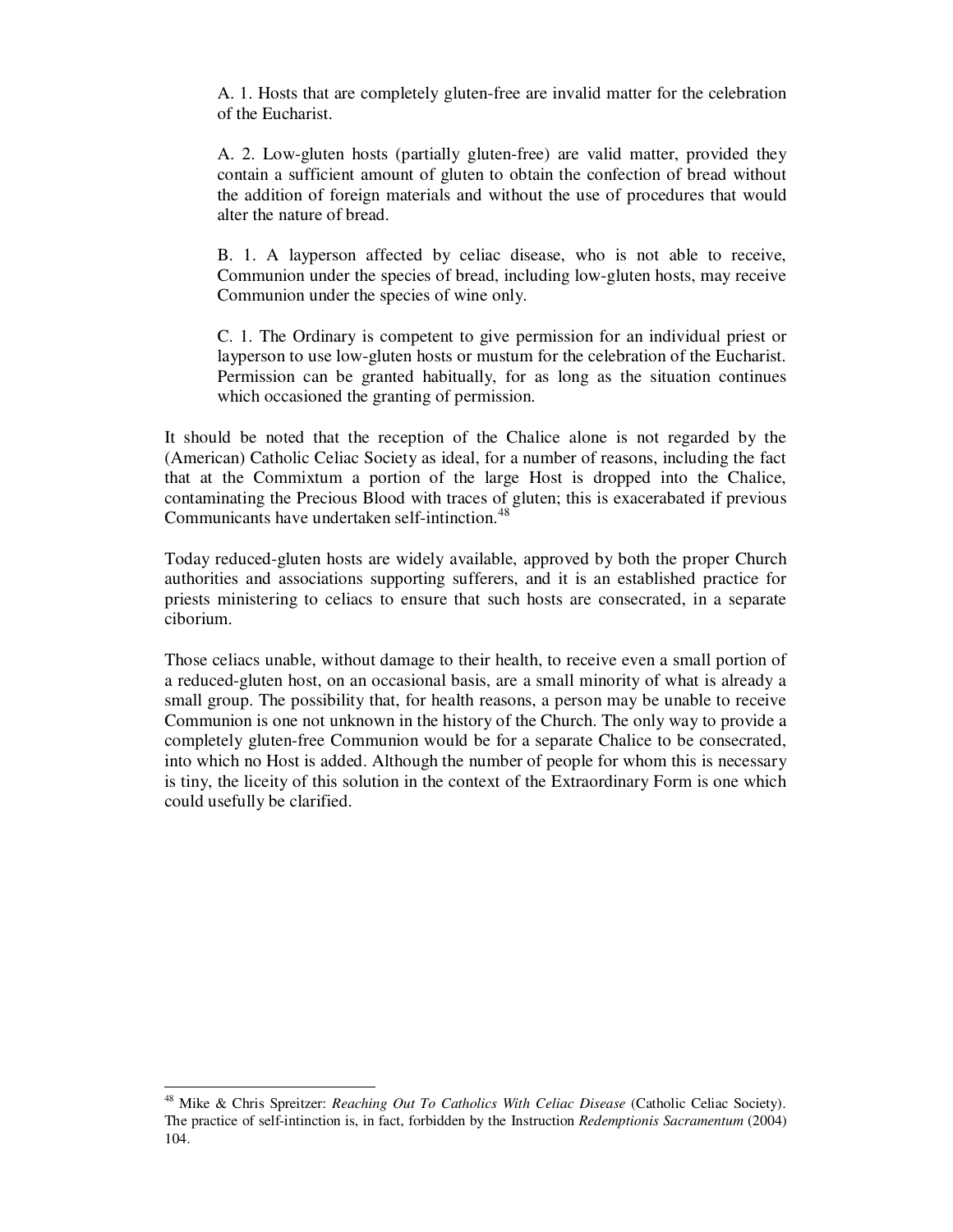> A. 1. Hosts that are completely gluten-free are invalid matter for the celebration of the Eucharist.
>
> A. 2. Low-gluten hosts (partially gluten-free) are valid matter, provided they contain a sufficient amount of gluten to obtain the confection of bread without the addition of foreign materials and without the use of procedures that would alter the nature of bread.
>
> B. 1. A layperson affected by celiac disease, who is not able to receive, Communion under the species of bread, including low-gluten hosts, may receive Communion under the species of wine only.
>
> C. 1. The Ordinary is competent to give permission for an individual priest or layperson to use low-gluten hosts or mustum for the celebration of the Eucharist. Permission can be granted habitually, for as long as the situation continues which occasioned the granting of permission.

It should be noted that the reception of the Chalice alone is not regarded by the (American) Catholic Celiac Society as ideal, for a number of reasons, including the fact that at the Commixtum a portion of the large Host is dropped into the Chalice, contaminating the Precious Blood with traces of gluten; this is exacerabated if previous Communicants have undertaken self-intinction.[48]

Today reduced-gluten hosts are widely available, approved by both the proper Church authorities and associations supporting sufferers, and it is an established practice for priests ministering to celiacs to ensure that such hosts are consecrated, in a separate ciborium.

Those celiacs unable, without damage to their health, to receive even a small portion of a reduced-gluten host, on an occasional basis, are a small minority of what is already a small group. The possibility that, for health reasons, a person may be unable to receive Communion is one not unknown in the history of the Church. The only way to provide a completely gluten-free Communion would be for a separate Chalice to be consecrated, into which no Host is added. Although the number of people for whom this is necessary is tiny, the liceity of this solution in the context of the Extraordinary Form is one which could usefully be clarified.

---

[48] Mike & Chris Spreitzer: *Reaching Out To Catholics With Celiac Disease* (Catholic Celiac Society). The practice of self-intinction is, in fact, forbidden by the Instruction *Redemptionis Sacramentum* (2004) 104.